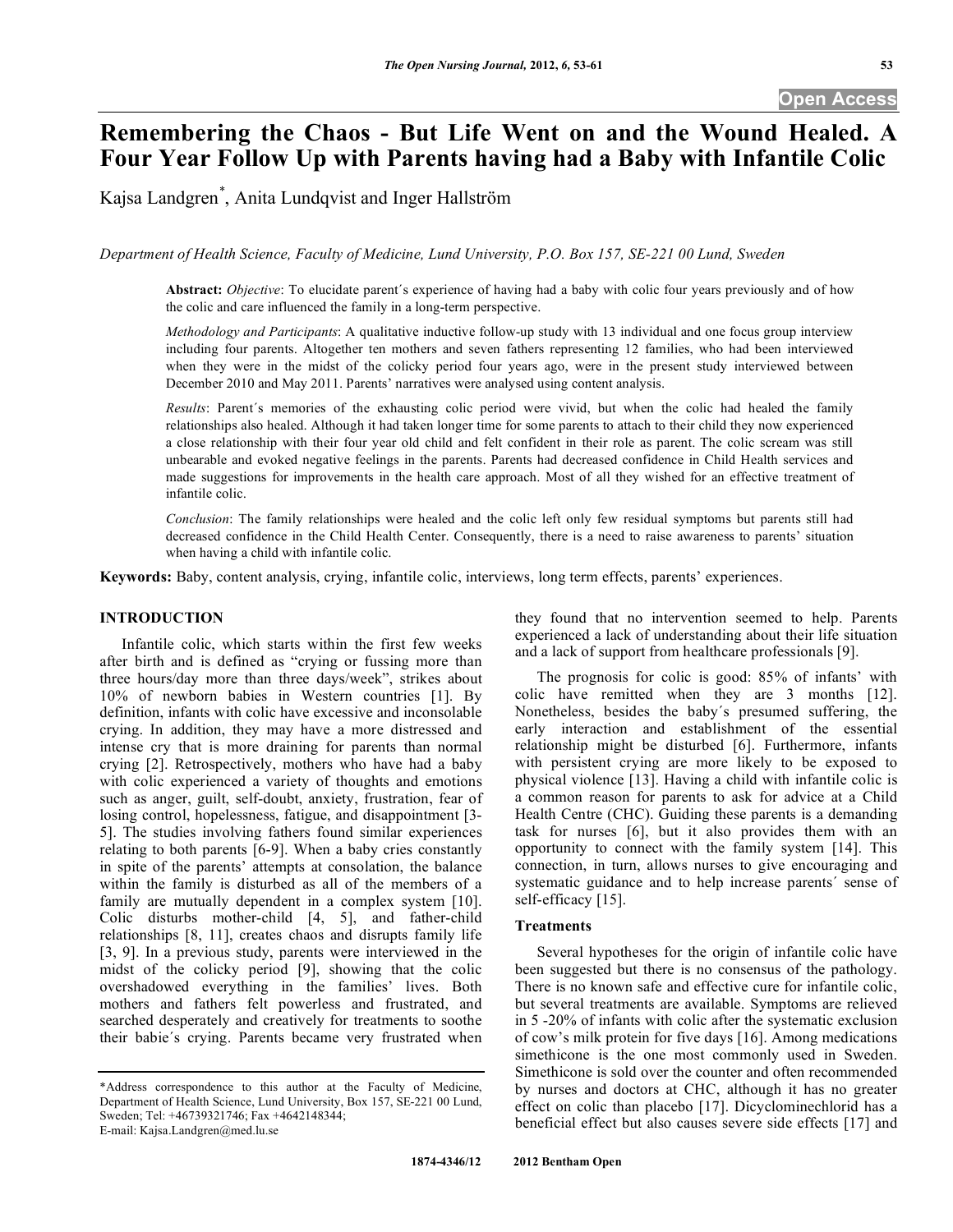Open Access

# Remembering the Chaos - But Life Went on and the Wound Healed. A Four Year Follow Up with Parents having had a Baby with Infantile Colic

Kajsa Landgren*, Anita Lundqvist and Inger Hallström

*Department of Health Science, Faculty of Medicine, Lund University, P.O. Box 157, SE-221 00 Lund, Sweden*

**Abstract:** *Objective*: To elucidate parent´s experience of having had a baby with colic four years previously and of how the colic and care influenced the family in a long-term perspective.

*Methodology and Participants*: A qualitative inductive follow-up study with 13 individual and one focus group interview including four parents. Altogether ten mothers and seven fathers representing 12 families, who had been interviewed when they were in the midst of the colicky period four years ago, were in the present study interviewed between December 2010 and May 2011. Parents' narratives were analysed using content analysis.

*Results*: Parent´s memories of the exhausting colic period were vivid, but when the colic had healed the family relationships also healed. Although it had taken longer time for some parents to attach to their child they now experienced a close relationship with their four year old child and felt confident in their role as parent. The colic scream was still unbearable and evoked negative feelings in the parents. Parents had decreased confidence in Child Health services and made suggestions for improvements in the health care approach. Most of all they wished for an effective treatment of infantile colic.

*Conclusion*: The family relationships were healed and the colic left only few residual symptoms but parents still had decreased confidence in the Child Health Center. Consequently, there is a need to raise awareness to parents' situation when having a child with infantile colic.

**Keywords:** Baby, content analysis, crying, infantile colic, interviews, long term effects, parents' experiences.

## INTRODUCTION

Infantile colic, which starts within the first few weeks after birth and is defined as "crying or fussing more than three hours/day more than three days/week", strikes about 10% of newborn babies in Western countries [1]. By definition, infants with colic have excessive and inconsolable crying. In addition, they may have a more distressed and intense cry that is more draining for parents than normal crying [2]. Retrospectively, mothers who have had a baby with colic experienced a variety of thoughts and emotions such as anger, guilt, self-doubt, anxiety, frustration, fear of losing control, hopelessness, fatigue, and disappointment [3-5]. The studies involving fathers found similar experiences relating to both parents [6-9]. When a baby cries constantly in spite of the parents' attempts at consolation, the balance within the family is disturbed as all of the members of a family are mutually dependent in a complex system [10]. Colic disturbs mother-child [4, 5], and father-child relationships [8, 11], creates chaos and disrupts family life [3, 9]. In a previous study, parents were interviewed in the midst of the colicky period [9], showing that the colic overshadowed everything in the families' lives. Both mothers and fathers felt powerless and frustrated, and searched desperately and creatively for treatments to soothe their babie´s crying. Parents became very frustrated when they found that no intervention seemed to help. Parents experienced a lack of understanding about their life situation and a lack of support from healthcare professionals [9].

The prognosis for colic is good: 85% of infants' with colic have remitted when they are 3 months [12]. Nonetheless, besides the baby´s presumed suffering, the early interaction and establishment of the essential relationship might be disturbed [6]. Furthermore, infants with persistent crying are more likely to be exposed to physical violence [13]. Having a child with infantile colic is a common reason for parents to ask for advice at a Child Health Centre (CHC). Guiding these parents is a demanding task for nurses [6], but it also provides them with an opportunity to connect with the family system [14]. This connection, in turn, allows nurses to give encouraging and systematic guidance and to help increase parents´ sense of self-efficacy [15].

### Treatments

Several hypotheses for the origin of infantile colic have been suggested but there is no consensus of the pathology. There is no known safe and effective cure for infantile colic, but several treatments are available. Symptoms are relieved in 5 -20% of infants with colic after the systematic exclusion of cow's milk protein for five days [16]. Among medications simethicone is the one most commonly used in Sweden. Simethicone is sold over the counter and often recommended by nurses and doctors at CHC, although it has no greater effect on colic than placebo [17]. Dicyclominechlorid has a beneficial effect but also causes severe side effects [17] and

*Address correspondence to this author at the Faculty of Medicine, Department of Health Science, Lund University, Box 157, SE-221 00 Lund, Sweden; Tel: +46739321746; Fax +4642148344; E-mail: Kajsa.Landgren@med.lu.se

1874-4346/12 2012 Bentham Open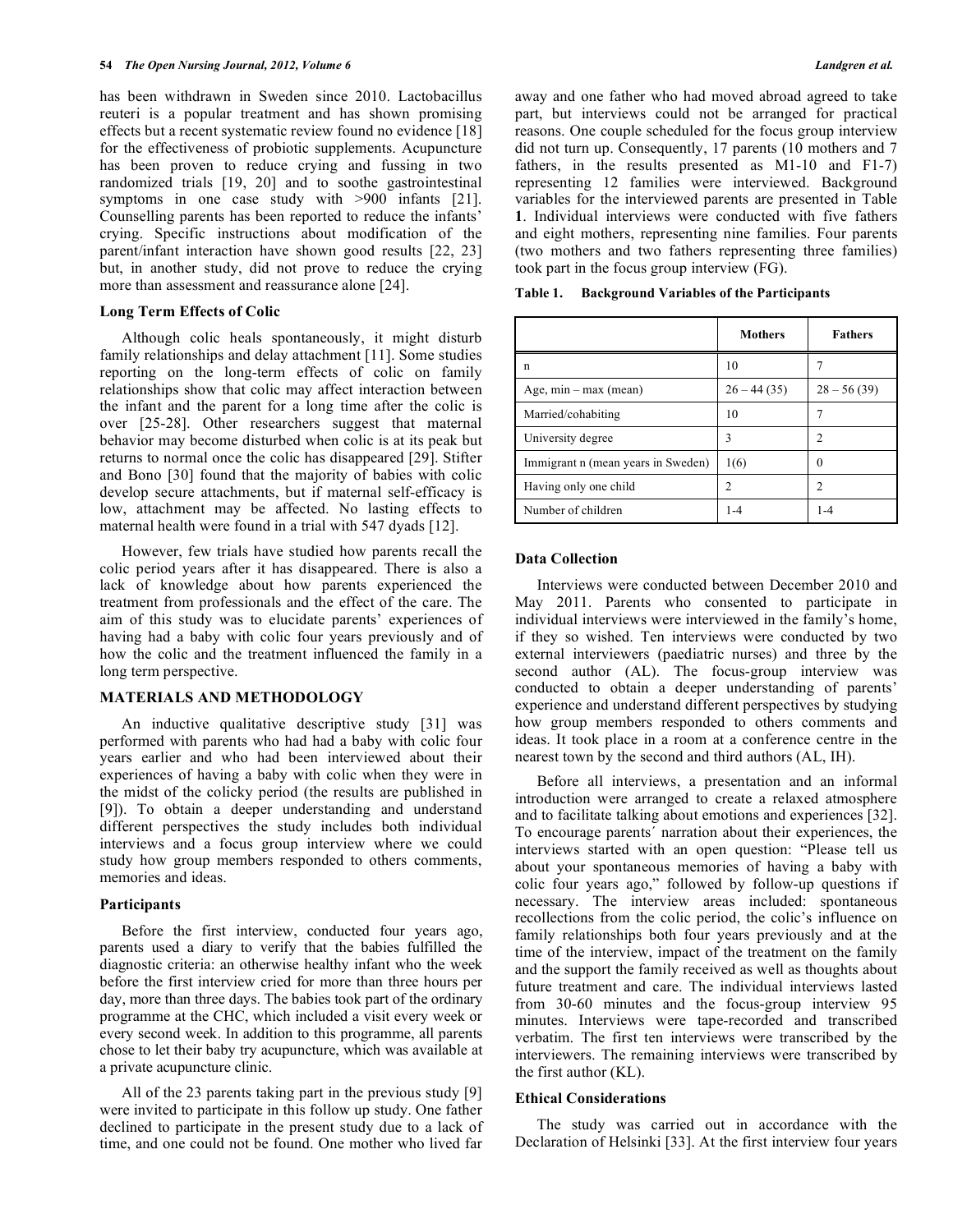has been withdrawn in Sweden since 2010. Lactobacillus reuteri is a popular treatment and has shown promising effects but a recent systematic review found no evidence [18] for the effectiveness of probiotic supplements. Acupuncture has been proven to reduce crying and fussing in two randomized trials [19, 20] and to soothe gastrointestinal symptoms in one case study with >900 infants [21]. Counselling parents has been reported to reduce the infants' crying. Specific instructions about modification of the parent/infant interaction have shown good results [22, 23] but, in another study, did not prove to reduce the crying more than assessment and reassurance alone [24].

### Long Term Effects of Colic

Although colic heals spontaneously, it might disturb family relationships and delay attachment [11]. Some studies reporting on the long-term effects of colic on family relationships show that colic may affect interaction between the infant and the parent for a long time after the colic is over [25-28]. Other researchers suggest that maternal behavior may become disturbed when colic is at its peak but returns to normal once the colic has disappeared [29]. Stifter and Bono [30] found that the majority of babies with colic develop secure attachments, but if maternal self-efficacy is low, attachment may be affected. No lasting effects to maternal health were found in a trial with 547 dyads [12].

However, few trials have studied how parents recall the colic period years after it has disappeared. There is also a lack of knowledge about how parents experienced the treatment from professionals and the effect of the care. The aim of this study was to elucidate parents' experiences of having had a baby with colic four years previously and of how the colic and the treatment influenced the family in a long term perspective.

## MATERIALS AND METHODOLOGY

An inductive qualitative descriptive study [31] was performed with parents who had had a baby with colic four years earlier and who had been interviewed about their experiences of having a baby with colic when they were in the midst of the colicky period (the results are published in [9]). To obtain a deeper understanding and understand different perspectives the study includes both individual interviews and a focus group interview where we could study how group members responded to others comments, memories and ideas.

### Participants

Before the first interview, conducted four years ago, parents used a diary to verify that the babies fulfilled the diagnostic criteria: an otherwise healthy infant who the week before the first interview cried for more than three hours per day, more than three days. The babies took part of the ordinary programme at the CHC, which included a visit every week or every second week. In addition to this programme, all parents chose to let their baby try acupuncture, which was available at a private acupuncture clinic.

All of the 23 parents taking part in the previous study [9] were invited to participate in this follow up study. One father declined to participate in the present study due to a lack of time, and one could not be found. One mother who lived far away and one father who had moved abroad agreed to take part, but interviews could not be arranged for practical reasons. One couple scheduled for the focus group interview did not turn up. Consequently, 17 parents (10 mothers and 7 fathers, in the results presented as M1-10 and F1-7) representing 12 families were interviewed. Background variables for the interviewed parents are presented in Table **1**. Individual interviews were conducted with five fathers and eight mothers, representing nine families. Four parents (two mothers and two fathers representing three families) took part in the focus group interview (FG).

**Table 1. Background Variables of the Participants**

| | Mothers | Fathers |
|---|---|---|
| n | 10 | 7 |
| Age, min – max (mean) | 26 – 44 (35) | 28 – 56 (39) |
| Married/cohabiting | 10 | 7 |
| University degree | 3 | 2 |
| Immigrant n (mean years in Sweden) | 1(6) | 0 |
| Having only one child | 2 | 2 |
| Number of children | 1-4 | 1-4 |

### Data Collection

Interviews were conducted between December 2010 and May 2011. Parents who consented to participate in individual interviews were interviewed in the family's home, if they so wished. Ten interviews were conducted by two external interviewers (paediatric nurses) and three by the second author (AL). The focus-group interview was conducted to obtain a deeper understanding of parents' experience and understand different perspectives by studying how group members responded to others comments and ideas. It took place in a room at a conference centre in the nearest town by the second and third authors (AL, IH).

Before all interviews, a presentation and an informal introduction were arranged to create a relaxed atmosphere and to facilitate talking about emotions and experiences [32]. To encourage parents´ narration about their experiences, the interviews started with an open question: "Please tell us about your spontaneous memories of having a baby with colic four years ago," followed by follow-up questions if necessary. The interview areas included: spontaneous recollections from the colic period, the colic's influence on family relationships both four years previously and at the time of the interview, impact of the treatment on the family and the support the family received as well as thoughts about future treatment and care. The individual interviews lasted from 30-60 minutes and the focus-group interview 95 minutes. Interviews were tape-recorded and transcribed verbatim. The first ten interviews were transcribed by the interviewers. The remaining interviews were transcribed by the first author (KL).

### Ethical Considerations

The study was carried out in accordance with the Declaration of Helsinki [33]. At the first interview four years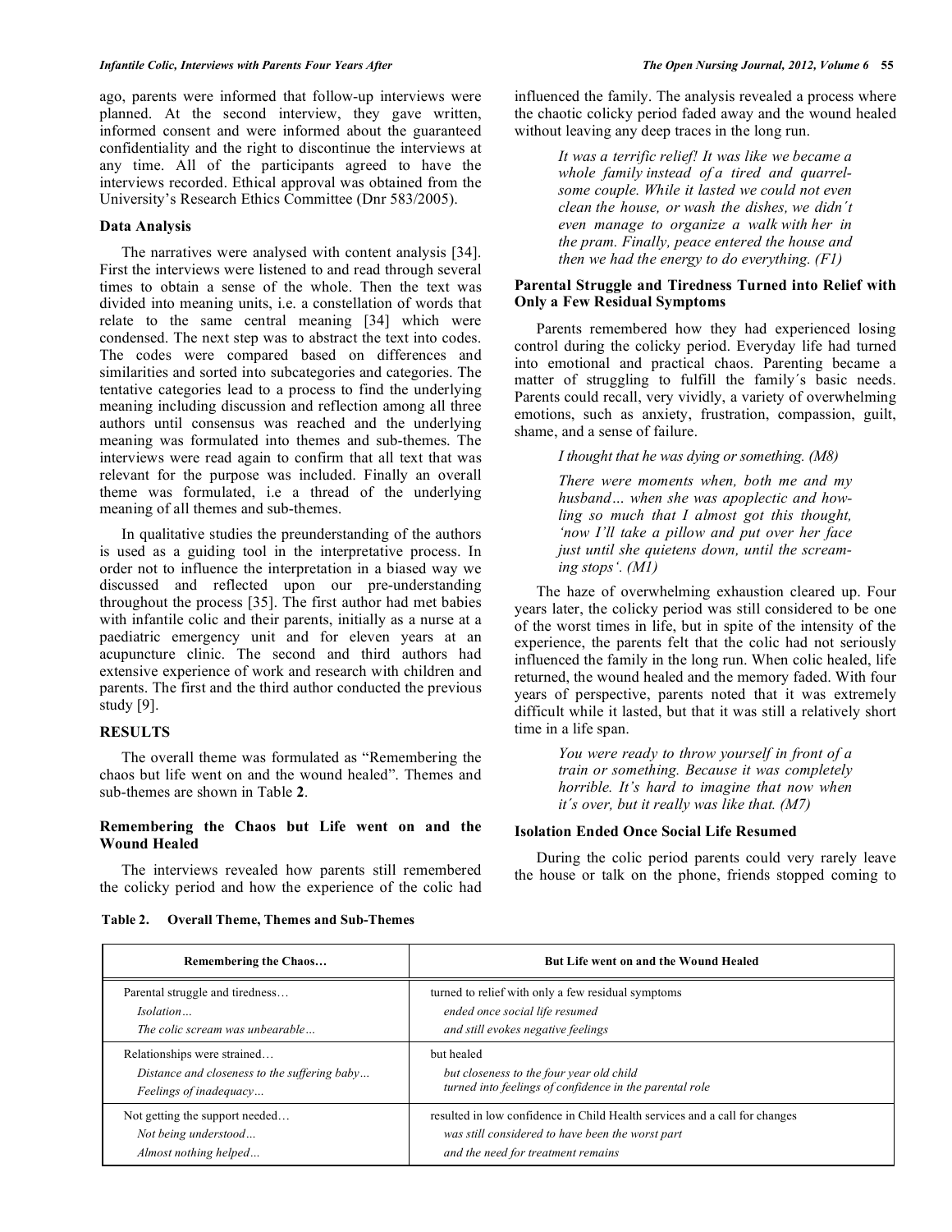ago, parents were informed that follow-up interviews were planned. At the second interview, they gave written, informed consent and were informed about the guaranteed confidentiality and the right to discontinue the interviews at any time. All of the participants agreed to have the interviews recorded. Ethical approval was obtained from the University's Research Ethics Committee (Dnr 583/2005).

### Data Analysis

The narratives were analysed with content analysis [34]. First the interviews were listened to and read through several times to obtain a sense of the whole. Then the text was divided into meaning units, i.e. a constellation of words that relate to the same central meaning [34] which were condensed. The next step was to abstract the text into codes. The codes were compared based on differences and similarities and sorted into subcategories and categories. The tentative categories lead to a process to find the underlying meaning including discussion and reflection among all three authors until consensus was reached and the underlying meaning was formulated into themes and sub-themes. The interviews were read again to confirm that all text that was relevant for the purpose was included. Finally an overall theme was formulated, i.e a thread of the underlying meaning of all themes and sub-themes.

In qualitative studies the preunderstanding of the authors is used as a guiding tool in the interpretative process. In order not to influence the interpretation in a biased way we discussed and reflected upon our pre-understanding throughout the process [35]. The first author had met babies with infantile colic and their parents, initially as a nurse at a paediatric emergency unit and for eleven years at an acupuncture clinic. The second and third authors had extensive experience of work and research with children and parents. The first and the third author conducted the previous study [9].

## RESULTS

The overall theme was formulated as "Remembering the chaos but life went on and the wound healed". Themes and sub-themes are shown in Table **2**.

### Remembering the Chaos but Life went on and the Wound Healed

The interviews revealed how parents still remembered the colicky period and how the experience of the colic had influenced the family. The analysis revealed a process where the chaotic colicky period faded away and the wound healed without leaving any deep traces in the long run.

> *It was a terrific relief! It was like we became a whole family instead of a tired and quarrel-some couple. While it lasted we could not even clean the house, or wash the dishes, we didn´t even manage to organize a walk with her in the pram. Finally, peace entered the house and then we had the energy to do everything. (F1)*

### Parental Struggle and Tiredness Turned into Relief with Only a Few Residual Symptoms

Parents remembered how they had experienced losing control during the colicky period. Everyday life had turned into emotional and practical chaos. Parenting became a matter of struggling to fulfill the family´s basic needs. Parents could recall, very vividly, a variety of overwhelming emotions, such as anxiety, frustration, compassion, guilt, shame, and a sense of failure.

> *I thought that he was dying or something. (M8)*

> *There were moments when, both me and my husband… when she was apoplectic and how-ling so much that I almost got this thought, 'now I'll take a pillow and put over her face just until she quietens down, until the scream-ing stops'. (M1)*

The haze of overwhelming exhaustion cleared up. Four years later, the colicky period was still considered to be one of the worst times in life, but in spite of the intensity of the experience, the parents felt that the colic had not seriously influenced the family in the long run. When colic healed, life returned, the wound healed and the memory faded. With four years of perspective, parents noted that it was extremely difficult while it lasted, but that it was still a relatively short time in a life span.

> *You were ready to throw yourself in front of a train or something. Because it was completely horrible. It's hard to imagine that now when it´s over, but it really was like that. (M7)*

### Isolation Ended Once Social Life Resumed

During the colic period parents could very rarely leave the house or talk on the phone, friends stopped coming to

**Table 2. Overall Theme, Themes and Sub-Themes**

| Remembering the Chaos… | But Life went on and the Wound Healed |
|---|---|
| Parental struggle and tiredness… | turned to relief with only a few residual symptoms |
| *Isolation…* | *ended once social life resumed* |
| *The colic scream was unbearable…* | *and still evokes negative feelings* |
| Relationships were strained… | but healed |
| *Distance and closeness to the suffering baby…* | *but closeness to the four year old child* |
| *Feelings of inadequacy…* | *turned into feelings of confidence in the parental role* |
| Not getting the support needed… | resulted in low confidence in Child Health services and a call for changes |
| *Not being understood…* | *was still considered to have been the worst part* |
| *Almost nothing helped…* | *and the need for treatment remains* |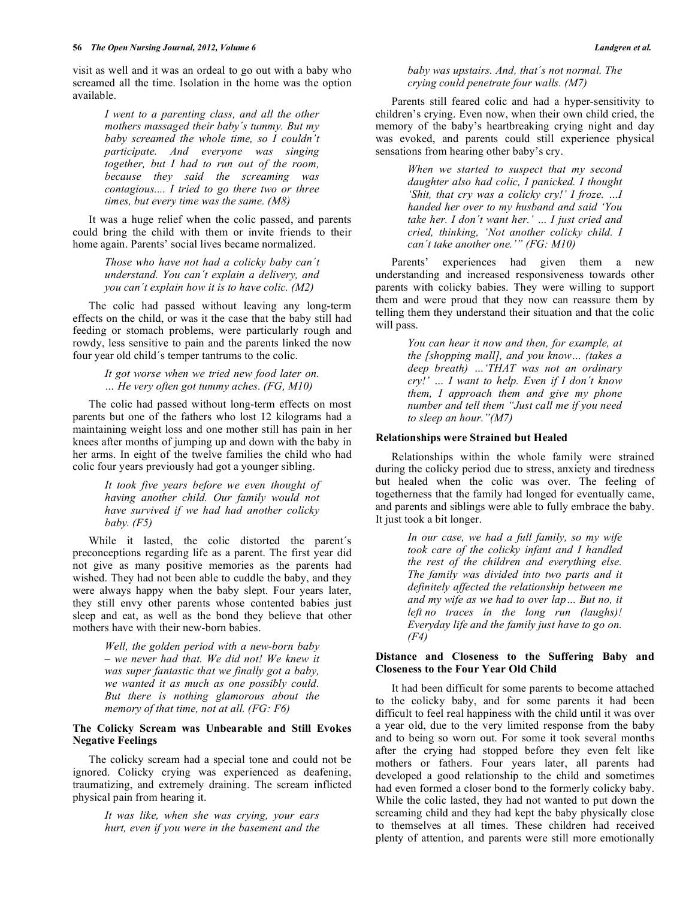visit as well and it was an ordeal to go out with a baby who screamed all the time. Isolation in the home was the option available.

> *I went to a parenting class, and all the other mothers massaged their baby´s tummy. But my baby screamed the whole time, so I couldn't participate. And everyone was singing together, but I had to run out of the room, because they said the screaming was contagious.... I tried to go there two or three times, but every time was the same. (M8)*

It was a huge relief when the colic passed, and parents could bring the child with them or invite friends to their home again. Parents' social lives became normalized.

> *Those who have not had a colicky baby can´t understand. You can´t explain a delivery, and you can´t explain how it is to have colic. (M2)*

The colic had passed without leaving any long-term effects on the child, or was it the case that the baby still had feeding or stomach problems, were particularly rough and rowdy, less sensitive to pain and the parents linked the now four year old child´s temper tantrums to the colic.

> *It got worse when we tried new food later on. … He very often got tummy aches. (FG, M10)*

The colic had passed without long-term effects on most parents but one of the fathers who lost 12 kilograms had a maintaining weight loss and one mother still has pain in her knees after months of jumping up and down with the baby in her arms. In eight of the twelve families the child who had colic four years previously had got a younger sibling.

> *It took five years before we even thought of having another child. Our family would not have survived if we had had another colicky baby. (F5)*

While it lasted, the colic distorted the parent´s preconceptions regarding life as a parent. The first year did not give as many positive memories as the parents had wished. They had not been able to cuddle the baby, and they were always happy when the baby slept. Four years later, they still envy other parents whose contented babies just sleep and eat, as well as the bond they believe that other mothers have with their new-born babies.

> *Well, the golden period with a new-born baby – we never had that. We did not! We knew it was super fantastic that we finally got a baby, we wanted it as much as one possibly could. But there is nothing glamorous about the memory of that time, not at all. (FG: F6)*

### The Colicky Scream was Unbearable and Still Evokes Negative Feelings

The colicky scream had a special tone and could not be ignored. Colicky crying was experienced as deafening, traumatizing, and extremely draining. The scream inflicted physical pain from hearing it.

> *It was like, when she was crying, your ears hurt, even if you were in the basement and the baby was upstairs. And, that´s not normal. The crying could penetrate four walls. (M7)*

Parents still feared colic and had a hyper-sensitivity to children's crying. Even now, when their own child cried, the memory of the baby's heartbreaking crying night and day was evoked, and parents could still experience physical sensations from hearing other baby's cry.

> *When we started to suspect that my second daughter also had colic, I panicked. I thought 'Shit, that cry was a colicky cry!' I froze. …I handed her over to my husband and said 'You take her. I don´t want her.' … I just cried and cried, thinking, 'Not another colicky child. I can´t take another one.'" (FG: M10)*

Parents' experiences had given them a new understanding and increased responsiveness towards other parents with colicky babies. They were willing to support them and were proud that they now can reassure them by telling them they understand their situation and that the colic will pass.

> *You can hear it now and then, for example, at the [shopping mall], and you know… (takes a deep breath) …'THAT was not an ordinary cry!' … I want to help. Even if I don´t know them, I approach them and give my phone number and tell them "Just call me if you need to sleep an hour."(M7)*

### Relationships were Strained but Healed

Relationships within the whole family were strained during the colicky period due to stress, anxiety and tiredness but healed when the colic was over. The feeling of togetherness that the family had longed for eventually came, and parents and siblings were able to fully embrace the baby. It just took a bit longer.

> *In our case, we had a full family, so my wife took care of the colicky infant and I handled the rest of the children and everything else. The family was divided into two parts and it definitely affected the relationship between me and my wife as we had to over lap… But no, it left no traces in the long run (laughs)! Everyday life and the family just have to go on. (F4)*

### Distance and Closeness to the Suffering Baby and Closeness to the Four Year Old Child

It had been difficult for some parents to become attached to the colicky baby, and for some parents it had been difficult to feel real happiness with the child until it was over a year old, due to the very limited response from the baby and to being so worn out. For some it took several months after the crying had stopped before they even felt like mothers or fathers. Four years later, all parents had developed a good relationship to the child and sometimes had even formed a closer bond to the formerly colicky baby. While the colic lasted, they had not wanted to put down the screaming child and they had kept the baby physically close to themselves at all times. These children had received plenty of attention, and parents were still more emotionally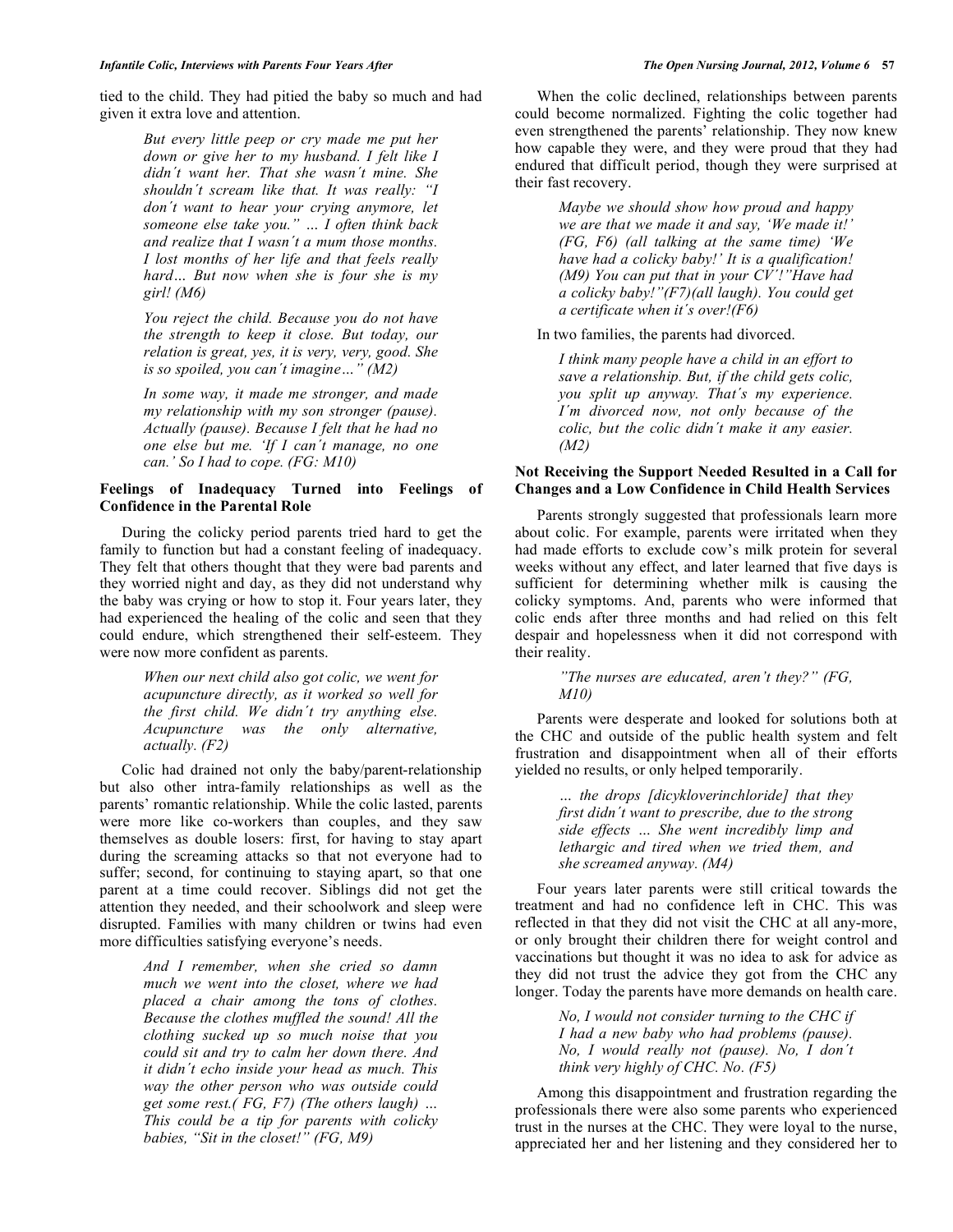tied to the child. They had pitied the baby so much and had given it extra love and attention.

> *But every little peep or cry made me put her down or give her to my husband. I felt like I didn´t want her. That she wasn´t mine. She shouldn´t scream like that. It was really: "I don´t want to hear your crying anymore, let someone else take you." … I often think back and realize that I wasn´t a mum those months. I lost months of her life and that feels really hard… But now when she is four she is my girl! (M6)*

> *You reject the child. Because you do not have the strength to keep it close. But today, our relation is great, yes, it is very, very, good. She is so spoiled, you can´t imagine…" (M2)*

> *In some way, it made me stronger, and made my relationship with my son stronger (pause). Actually (pause). Because I felt that he had no one else but me. 'If I can´t manage, no one can.' So I had to cope. (FG: M10)*

**Feelings of Inadequacy Turned into Feelings of Confidence in the Parental Role**

During the colicky period parents tried hard to get the family to function but had a constant feeling of inadequacy. They felt that others thought that they were bad parents and they worried night and day, as they did not understand why the baby was crying or how to stop it. Four years later, they had experienced the healing of the colic and seen that they could endure, which strengthened their self-esteem. They were now more confident as parents.

> *When our next child also got colic, we went for acupuncture directly, as it worked so well for the first child. We didn´t try anything else. Acupuncture was the only alternative, actually. (F2)*

Colic had drained not only the baby/parent-relationship but also other intra-family relationships as well as the parents' romantic relationship. While the colic lasted, parents were more like co-workers than couples, and they saw themselves as double losers: first, for having to stay apart during the screaming attacks so that not everyone had to suffer; second, for continuing to staying apart, so that one parent at a time could recover. Siblings did not get the attention they needed, and their schoolwork and sleep were disrupted. Families with many children or twins had even more difficulties satisfying everyone's needs.

> *And I remember, when she cried so damn much we went into the closet, where we had placed a chair among the tons of clothes. Because the clothes muffled the sound! All the clothing sucked up so much noise that you could sit and try to calm her down there. And it didn´t echo inside your head as much. This way the other person who was outside could get some rest.( FG, F7) (The others laugh) … This could be a tip for parents with colicky babies, "Sit in the closet!" (FG, M9)*

When the colic declined, relationships between parents could become normalized. Fighting the colic together had even strengthened the parents' relationship. They now knew how capable they were, and they were proud that they had endured that difficult period, though they were surprised at their fast recovery.

> *Maybe we should show how proud and happy we are that we made it and say, 'We made it!' (FG, F6) (all talking at the same time) 'We have had a colicky baby!' It is a qualification! (M9) You can put that in your CV´!"Have had a colicky baby!"(F7)(all laugh). You could get a certificate when it´s over!(F6)*

In two families, the parents had divorced.

> *I think many people have a child in an effort to save a relationship. But, if the child gets colic, you split up anyway. That´s my experience. I´m divorced now, not only because of the colic, but the colic didn´t make it any easier. (M2)*

**Not Receiving the Support Needed Resulted in a Call for Changes and a Low Confidence in Child Health Services**

Parents strongly suggested that professionals learn more about colic. For example, parents were irritated when they had made efforts to exclude cow's milk protein for several weeks without any effect, and later learned that five days is sufficient for determining whether milk is causing the colicky symptoms. And, parents who were informed that colic ends after three months and had relied on this felt despair and hopelessness when it did not correspond with their reality.

> *"The nurses are educated, aren't they?" (FG, M10)*

Parents were desperate and looked for solutions both at the CHC and outside of the public health system and felt frustration and disappointment when all of their efforts yielded no results, or only helped temporarily.

> *… the drops [dicykloverinchloride] that they first didn´t want to prescribe, due to the strong side effects … She went incredibly limp and lethargic and tired when we tried them, and she screamed anyway. (M4)*

Four years later parents were still critical towards the treatment and had no confidence left in CHC. This was reflected in that they did not visit the CHC at all any-more, or only brought their children there for weight control and vaccinations but thought it was no idea to ask for advice as they did not trust the advice they got from the CHC any longer. Today the parents have more demands on health care.

> *No, I would not consider turning to the CHC if I had a new baby who had problems (pause). No, I would really not (pause). No, I don´t think very highly of CHC. No. (F5)*

Among this disappointment and frustration regarding the professionals there were also some parents who experienced trust in the nurses at the CHC. They were loyal to the nurse, appreciated her and her listening and they considered her to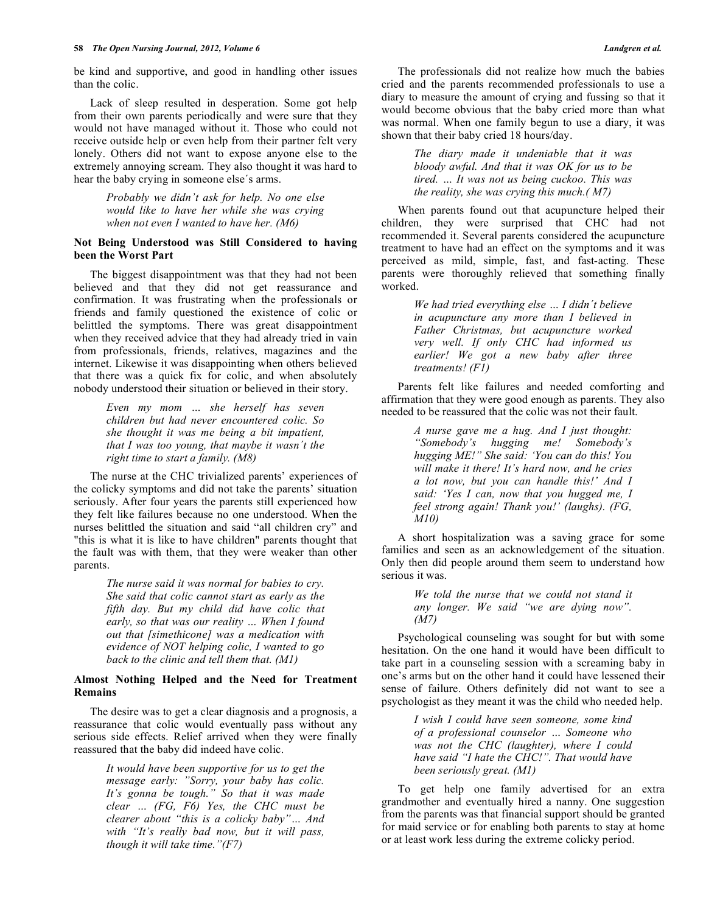be kind and supportive, and good in handling other issues than the colic.

Lack of sleep resulted in desperation. Some got help from their own parents periodically and were sure that they would not have managed without it. Those who could not receive outside help or even help from their partner felt very lonely. Others did not want to expose anyone else to the extremely annoying scream. They also thought it was hard to hear the baby crying in someone else´s arms.

> *Probably we didn't ask for help. No one else would like to have her while she was crying when not even I wanted to have her. (M6)*

### Not Being Understood was Still Considered to having been the Worst Part

The biggest disappointment was that they had not been believed and that they did not get reassurance and confirmation. It was frustrating when the professionals or friends and family questioned the existence of colic or belittled the symptoms. There was great disappointment when they received advice that they had already tried in vain from professionals, friends, relatives, magazines and the internet. Likewise it was disappointing when others believed that there was a quick fix for colic, and when absolutely nobody understood their situation or believed in their story.

> *Even my mom … she herself has seven children but had never encountered colic. So she thought it was me being a bit impatient, that I was too young, that maybe it wasn´t the right time to start a family. (M8)*

The nurse at the CHC trivialized parents' experiences of the colicky symptoms and did not take the parents' situation seriously. After four years the parents still experienced how they felt like failures because no one understood. When the nurses belittled the situation and said "all children cry" and "this is what it is like to have children" parents thought that the fault was with them, that they were weaker than other parents.

> *The nurse said it was normal for babies to cry. She said that colic cannot start as early as the fifth day. But my child did have colic that early, so that was our reality … When I found out that [simethicone] was a medication with evidence of NOT helping colic, I wanted to go back to the clinic and tell them that. (M1)*

### Almost Nothing Helped and the Need for Treatment Remains

The desire was to get a clear diagnosis and a prognosis, a reassurance that colic would eventually pass without any serious side effects. Relief arrived when they were finally reassured that the baby did indeed have colic.

> *It would have been supportive for us to get the message early: "Sorry, your baby has colic. It's gonna be tough." So that it was made clear … (FG, F6) Yes, the CHC must be clearer about "this is a colicky baby"… And with "It's really bad now, but it will pass, though it will take time."(F7)*

The professionals did not realize how much the babies cried and the parents recommended professionals to use a diary to measure the amount of crying and fussing so that it would become obvious that the baby cried more than what was normal. When one family begun to use a diary, it was shown that their baby cried 18 hours/day.

> *The diary made it undeniable that it was bloody awful. And that it was OK for us to be tired. … It was not us being cuckoo. This was the reality, she was crying this much.( M7)*

When parents found out that acupuncture helped their children, they were surprised that CHC had not recommended it. Several parents considered the acupuncture treatment to have had an effect on the symptoms and it was perceived as mild, simple, fast, and fast-acting. These parents were thoroughly relieved that something finally worked.

> *We had tried everything else … I didn´t believe in acupuncture any more than I believed in Father Christmas, but acupuncture worked very well. If only CHC had informed us earlier! We got a new baby after three treatments! (F1)*

Parents felt like failures and needed comforting and affirmation that they were good enough as parents. They also needed to be reassured that the colic was not their fault.

> *A nurse gave me a hug. And I just thought: "Somebody's hugging me! Somebody's hugging ME!" She said: 'You can do this! You will make it there! It's hard now, and he cries a lot now, but you can handle this!' And I said: 'Yes I can, now that you hugged me, I feel strong again! Thank you!' (laughs). (FG, M10)*

A short hospitalization was a saving grace for some families and seen as an acknowledgement of the situation. Only then did people around them seem to understand how serious it was.

> *We told the nurse that we could not stand it any longer. We said "we are dying now". (M7)*

Psychological counseling was sought for but with some hesitation. On the one hand it would have been difficult to take part in a counseling session with a screaming baby in one's arms but on the other hand it could have lessened their sense of failure. Others definitely did not want to see a psychologist as they meant it was the child who needed help.

> *I wish I could have seen someone, some kind of a professional counselor … Someone who was not the CHC (laughter), where I could have said "I hate the CHC!". That would have been seriously great. (M1)*

To get help one family advertised for an extra grandmother and eventually hired a nanny. One suggestion from the parents was that financial support should be granted for maid service or for enabling both parents to stay at home or at least work less during the extreme colicky period.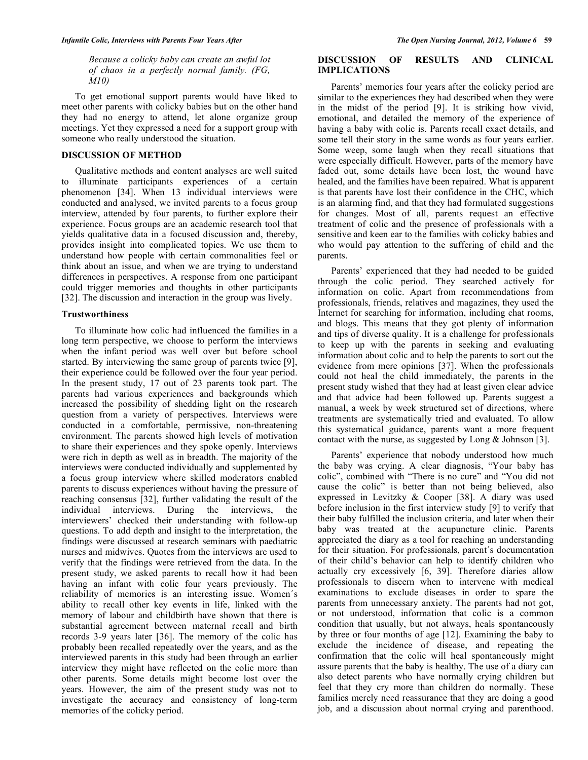*Because a colicky baby can create an awful lot of chaos in a perfectly normal family. (FG, M10)*

To get emotional support parents would have liked to meet other parents with colicky babies but on the other hand they had no energy to attend, let alone organize group meetings. Yet they expressed a need for a support group with someone who really understood the situation.

## DISCUSSION OF METHOD

Qualitative methods and content analyses are well suited to illuminate participants experiences of a certain phenomenon [34]. When 13 individual interviews were conducted and analysed, we invited parents to a focus group interview, attended by four parents, to further explore their experience. Focus groups are an academic research tool that yields qualitative data in a focused discussion and, thereby, provides insight into complicated topics. We use them to understand how people with certain commonalities feel or think about an issue, and when we are trying to understand differences in perspectives. A response from one participant could trigger memories and thoughts in other participants [32]. The discussion and interaction in the group was lively.

### Trustworthiness

To illuminate how colic had influenced the families in a long term perspective, we choose to perform the interviews when the infant period was well over but before school started. By interviewing the same group of parents twice [9], their experience could be followed over the four year period. In the present study, 17 out of 23 parents took part. The parents had various experiences and backgrounds which increased the possibility of shedding light on the research question from a variety of perspectives. Interviews were conducted in a comfortable, permissive, non-threatening environment. The parents showed high levels of motivation to share their experiences and they spoke openly. Interviews were rich in depth as well as in breadth. The majority of the interviews were conducted individually and supplemented by a focus group interview where skilled moderators enabled parents to discuss experiences without having the pressure of reaching consensus [32], further validating the result of the individual interviews. During the interviews, the interviewers' checked their understanding with follow-up questions. To add depth and insight to the interpretation, the findings were discussed at research seminars with paediatric nurses and midwives. Quotes from the interviews are used to verify that the findings were retrieved from the data. In the present study, we asked parents to recall how it had been having an infant with colic four years previously. The reliability of memories is an interesting issue. Women´s ability to recall other key events in life, linked with the memory of labour and childbirth have shown that there is substantial agreement between maternal recall and birth records 3-9 years later [36]. The memory of the colic has probably been recalled repeatedly over the years, and as the interviewed parents in this study had been through an earlier interview they might have reflected on the colic more than other parents. Some details might become lost over the years. However, the aim of the present study was not to investigate the accuracy and consistency of long-term memories of the colicky period.

## DISCUSSION OF RESULTS AND CLINICAL IMPLICATIONS

Parents' memories four years after the colicky period are similar to the experiences they had described when they were in the midst of the period [9]. It is striking how vivid, emotional, and detailed the memory of the experience of having a baby with colic is. Parents recall exact details, and some tell their story in the same words as four years earlier. Some weep, some laugh when they recall situations that were especially difficult. However, parts of the memory have faded out, some details have been lost, the wound have healed, and the families have been repaired. What is apparent is that parents have lost their confidence in the CHC, which is an alarming find, and that they had formulated suggestions for changes. Most of all, parents request an effective treatment of colic and the presence of professionals with a sensitive and keen ear to the families with colicky babies and who would pay attention to the suffering of child and the parents.

Parents' experienced that they had needed to be guided through the colic period. They searched actively for information on colic. Apart from recommendations from professionals, friends, relatives and magazines, they used the Internet for searching for information, including chat rooms, and blogs. This means that they got plenty of information and tips of diverse quality. It is a challenge for professionals to keep up with the parents in seeking and evaluating information about colic and to help the parents to sort out the evidence from mere opinions [37]. When the professionals could not heal the child immediately, the parents in the present study wished that they had at least given clear advice and that advice had been followed up. Parents suggest a manual, a week by week structured set of directions, where treatments are systematically tried and evaluated. To allow this systematical guidance, parents want a more frequent contact with the nurse, as suggested by Long & Johnson [3].

Parents' experience that nobody understood how much the baby was crying. A clear diagnosis, "Your baby has colic", combined with "There is no cure" and "You did not cause the colic" is better than not being believed, also expressed in Levitzky & Cooper [38]. A diary was used before inclusion in the first interview study [9] to verify that their baby fulfilled the inclusion criteria, and later when their baby was treated at the acupuncture clinic. Parents appreciated the diary as a tool for reaching an understanding for their situation. For professionals, parent´s documentation of their child's behavior can help to identify children who actually cry excessively [6, 39]. Therefore diaries allow professionals to discern when to intervene with medical examinations to exclude diseases in order to spare the parents from unnecessary anxiety. The parents had not got, or not understood, information that colic is a common condition that usually, but not always, heals spontaneously by three or four months of age [12]. Examining the baby to exclude the incidence of disease, and repeating the confirmation that the colic will heal spontaneously might assure parents that the baby is healthy. The use of a diary can also detect parents who have normally crying children but feel that they cry more than children do normally. These families merely need reassurance that they are doing a good job, and a discussion about normal crying and parenthood.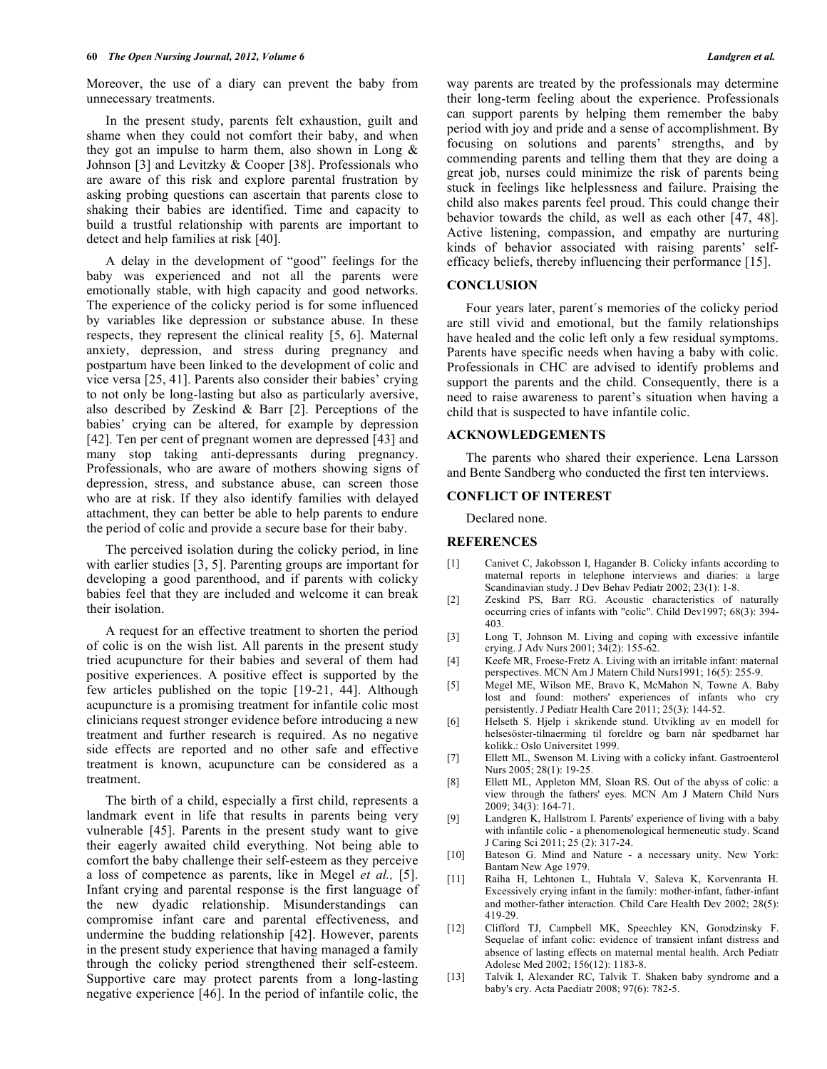Moreover, the use of a diary can prevent the baby from unnecessary treatments.

In the present study, parents felt exhaustion, guilt and shame when they could not comfort their baby, and when they got an impulse to harm them, also shown in Long & Johnson [3] and Levitzky & Cooper [38]. Professionals who are aware of this risk and explore parental frustration by asking probing questions can ascertain that parents close to shaking their babies are identified. Time and capacity to build a trustful relationship with parents are important to detect and help families at risk [40].

A delay in the development of "good" feelings for the baby was experienced and not all the parents were emotionally stable, with high capacity and good networks. The experience of the colicky period is for some influenced by variables like depression or substance abuse. In these respects, they represent the clinical reality [5, 6]. Maternal anxiety, depression, and stress during pregnancy and postpartum have been linked to the development of colic and vice versa [25, 41]. Parents also consider their babies' crying to not only be long-lasting but also as particularly aversive, also described by Zeskind & Barr [2]. Perceptions of the babies' crying can be altered, for example by depression [42]. Ten per cent of pregnant women are depressed [43] and many stop taking anti-depressants during pregnancy. Professionals, who are aware of mothers showing signs of depression, stress, and substance abuse, can screen those who are at risk. If they also identify families with delayed attachment, they can better be able to help parents to endure the period of colic and provide a secure base for their baby.

The perceived isolation during the colicky period, in line with earlier studies [3, 5]. Parenting groups are important for developing a good parenthood, and if parents with colicky babies feel that they are included and welcome it can break their isolation.

A request for an effective treatment to shorten the period of colic is on the wish list. All parents in the present study tried acupuncture for their babies and several of them had positive experiences. A positive effect is supported by the few articles published on the topic [19-21, 44]. Although acupuncture is a promising treatment for infantile colic most clinicians request stronger evidence before introducing a new treatment and further research is required. As no negative side effects are reported and no other safe and effective treatment is known, acupuncture can be considered as a treatment.

The birth of a child, especially a first child, represents a landmark event in life that results in parents being very vulnerable [45]. Parents in the present study want to give their eagerly awaited child everything. Not being able to comfort the baby challenge their self-esteem as they perceive a loss of competence as parents, like in Megel *et al.,* [5]. Infant crying and parental response is the first language of the new dyadic relationship. Misunderstandings can compromise infant care and parental effectiveness, and undermine the budding relationship [42]. However, parents in the present study experience that having managed a family through the colicky period strengthened their self-esteem. Supportive care may protect parents from a long-lasting negative experience [46]. In the period of infantile colic, the way parents are treated by the professionals may determine their long-term feeling about the experience. Professionals can support parents by helping them remember the baby period with joy and pride and a sense of accomplishment. By focusing on solutions and parents' strengths, and by commending parents and telling them that they are doing a great job, nurses could minimize the risk of parents being stuck in feelings like helplessness and failure. Praising the child also makes parents feel proud. This could change their behavior towards the child, as well as each other [47, 48]. Active listening, compassion, and empathy are nurturing kinds of behavior associated with raising parents' self-efficacy beliefs, thereby influencing their performance [15].

## CONCLUSION

Four years later, parent´s memories of the colicky period are still vivid and emotional, but the family relationships have healed and the colic left only a few residual symptoms. Parents have specific needs when having a baby with colic. Professionals in CHC are advised to identify problems and support the parents and the child. Consequently, there is a need to raise awareness to parent's situation when having a child that is suspected to have infantile colic.

## ACKNOWLEDGEMENTS

The parents who shared their experience. Lena Larsson and Bente Sandberg who conducted the first ten interviews.

## CONFLICT OF INTEREST

Declared none.

## REFERENCES

[1] Canivet C, Jakobsson I, Hagander B. Colicky infants according to maternal reports in telephone interviews and diaries: a large Scandinavian study. J Dev Behav Pediatr 2002; 23(1): 1-8.

[2] Zeskind PS, Barr RG. Acoustic characteristics of naturally occurring cries of infants with "colic". Child Dev1997; 68(3): 394-403.

[3] Long T, Johnson M. Living and coping with excessive infantile crying. J Adv Nurs 2001; 34(2): 155-62.

[4] Keefe MR, Froese-Fretz A. Living with an irritable infant: maternal perspectives. MCN Am J Matern Child Nurs1991; 16(5): 255-9.

[5] Megel ME, Wilson ME, Bravo K, McMahon N, Towne A. Baby lost and found: mothers' experiences of infants who cry persistently. J Pediatr Health Care 2011; 25(3): 144-52.

[6] Helseth S. Hjelp i skrikende stund. Utvikling av en modell for helsesöster-tilnaerming til foreldre og barn når spedbarnet har kolikk.: Oslo Universitet 1999.

[7] Ellett ML, Swenson M. Living with a colicky infant. Gastroenterol Nurs 2005; 28(1): 19-25.

[8] Ellett ML, Appleton MM, Sloan RS. Out of the abyss of colic: a view through the fathers' eyes. MCN Am J Matern Child Nurs 2009; 34(3): 164-71.

[9] Landgren K, Hallstrom I. Parents' experience of living with a baby with infantile colic - a phenomenological hermeneutic study. Scand J Caring Sci 2011; 25 (2): 317-24.

[10] Bateson G. Mind and Nature - a necessary unity. New York: Bantam New Age 1979.

[11] Raiha H, Lehtonen L, Huhtala V, Saleva K, Korvenranta H. Excessively crying infant in the family: mother-infant, father-infant and mother-father interaction. Child Care Health Dev 2002; 28(5): 419-29.

[12] Clifford TJ, Campbell MK, Speechley KN, Gorodzinsky F. Sequelae of infant colic: evidence of transient infant distress and absence of lasting effects on maternal mental health. Arch Pediatr Adolesc Med 2002; 156(12): 1183-8.

[13] Talvik I, Alexander RC, Talvik T. Shaken baby syndrome and a baby's cry. Acta Paediatr 2008; 97(6): 782-5.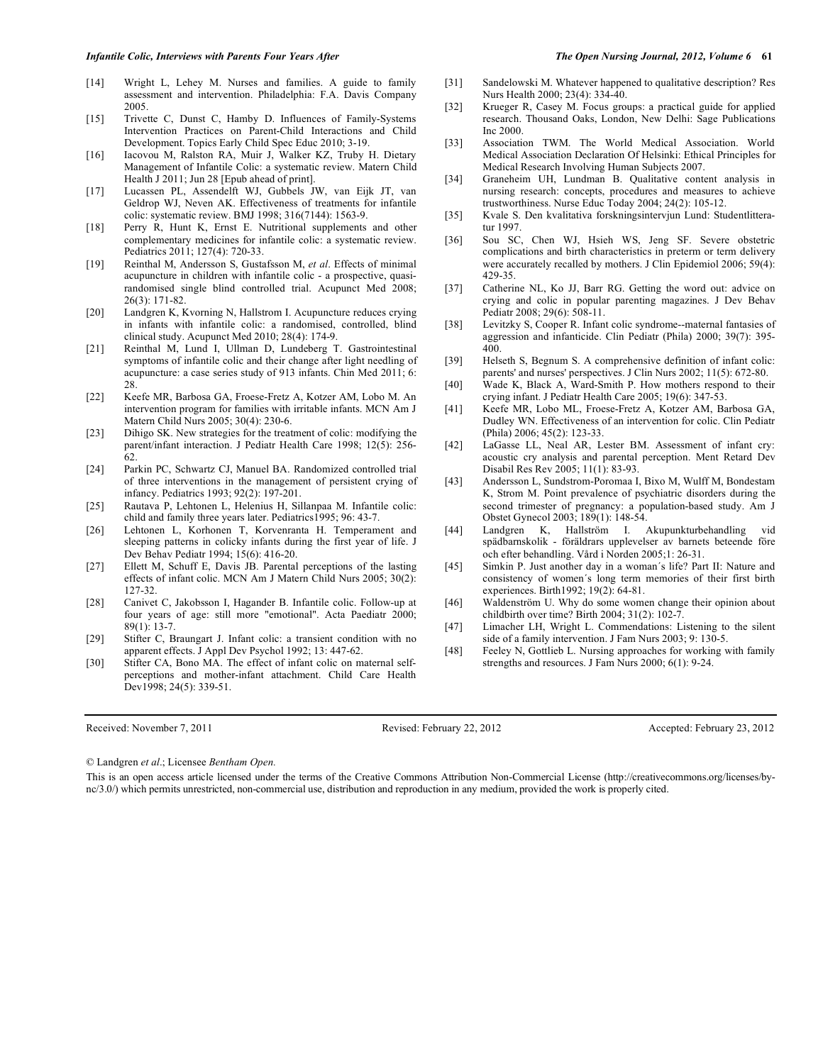[14] Wright L, Lehey M. Nurses and families. A guide to family assessment and intervention. Philadelphia: F.A. Davis Company 2005.

[15] Trivette C, Dunst C, Hamby D. Influences of Family-Systems Intervention Practices on Parent-Child Interactions and Child Development. Topics Early Child Spec Educ 2010; 3-19.

[16] Iacovou M, Ralston RA, Muir J, Walker KZ, Truby H. Dietary Management of Infantile Colic: a systematic review. Matern Child Health J 2011; Jun 28 [Epub ahead of print].

[17] Lucassen PL, Assendelft WJ, Gubbels JW, van Eijk JT, van Geldrop WJ, Neven AK. Effectiveness of treatments for infantile colic: systematic review. BMJ 1998; 316(7144): 1563-9.

[18] Perry R, Hunt K, Ernst E. Nutritional supplements and other complementary medicines for infantile colic: a systematic review. Pediatrics 2011; 127(4): 720-33.

[19] Reinthal M, Andersson S, Gustafsson M, *et al*. Effects of minimal acupuncture in children with infantile colic - a prospective, quasi-randomised single blind controlled trial. Acupunct Med 2008; 26(3): 171-82.

[20] Landgren K, Kvorning N, Hallstrom I. Acupuncture reduces crying in infants with infantile colic: a randomised, controlled, blind clinical study. Acupunct Med 2010; 28(4): 174-9.

[21] Reinthal M, Lund I, Ullman D, Lundeberg T. Gastrointestinal symptoms of infantile colic and their change after light needling of acupuncture: a case series study of 913 infants. Chin Med 2011; 6: 28.

[22] Keefe MR, Barbosa GA, Froese-Fretz A, Kotzer AM, Lobo M. An intervention program for families with irritable infants. MCN Am J Matern Child Nurs 2005; 30(4): 230-6.

[23] Dihigo SK. New strategies for the treatment of colic: modifying the parent/infant interaction. J Pediatr Health Care 1998; 12(5): 256-62.

[24] Parkin PC, Schwartz CJ, Manuel BA. Randomized controlled trial of three interventions in the management of persistent crying of infancy. Pediatrics 1993; 92(2): 197-201.

[25] Rautava P, Lehtonen L, Helenius H, Sillanpaa M. Infantile colic: child and family three years later. Pediatrics1995; 96: 43-7.

[26] Lehtonen L, Korhonen T, Korvenranta H. Temperament and sleeping patterns in colicky infants during the first year of life. J Dev Behav Pediatr 1994; 15(6): 416-20.

[27] Ellett M, Schuff E, Davis JB. Parental perceptions of the lasting effects of infant colic. MCN Am J Matern Child Nurs 2005; 30(2): 127-32.

[28] Canivet C, Jakobsson I, Hagander B. Infantile colic. Follow-up at four years of age: still more "emotional". Acta Paediatr 2000; 89(1): 13-7.

[29] Stifter C, Braungart J. Infant colic: a transient condition with no apparent effects. J Appl Dev Psychol 1992; 13: 447-62.

[30] Stifter CA, Bono MA. The effect of infant colic on maternal self-perceptions and mother-infant attachment. Child Care Health Dev1998; 24(5): 339-51.

[31] Sandelowski M. Whatever happened to qualitative description? Res Nurs Health 2000; 23(4): 334-40.

[32] Krueger R, Casey M. Focus groups: a practical guide for applied research. Thousand Oaks, London, New Delhi: Sage Publications Inc 2000.

[33] Association TWM. The World Medical Association. World Medical Association Declaration Of Helsinki: Ethical Principles for Medical Research Involving Human Subjects 2007.

[34] Graneheim UH, Lundman B. Qualitative content analysis in nursing research: concepts, procedures and measures to achieve trustworthiness. Nurse Educ Today 2004; 24(2): 105-12.

[35] Kvale S. Den kvalitativa forskningsintervjun Lund: Studentlitteratur 1997.

[36] Sou SC, Chen WJ, Hsieh WS, Jeng SF. Severe obstetric complications and birth characteristics in preterm or term delivery were accurately recalled by mothers. J Clin Epidemiol 2006; 59(4): 429-35.

[37] Catherine NL, Ko JJ, Barr RG. Getting the word out: advice on crying and colic in popular parenting magazines. J Dev Behav Pediatr 2008; 29(6): 508-11.

[38] Levitzky S, Cooper R. Infant colic syndrome--maternal fantasies of aggression and infanticide. Clin Pediatr (Phila) 2000; 39(7): 395-400.

[39] Helseth S, Begnum S. A comprehensive definition of infant colic: parents' and nurses' perspectives. J Clin Nurs 2002; 11(5): 672-80.

[40] Wade K, Black A, Ward-Smith P. How mothers respond to their crying infant. J Pediatr Health Care 2005; 19(6): 347-53.

[41] Keefe MR, Lobo ML, Froese-Fretz A, Kotzer AM, Barbosa GA, Dudley WN. Effectiveness of an intervention for colic. Clin Pediatr (Phila) 2006; 45(2): 123-33.

[42] LaGasse LL, Neal AR, Lester BM. Assessment of infant cry: acoustic cry analysis and parental perception. Ment Retard Dev Disabil Res Rev 2005; 11(1): 83-93.

[43] Andersson L, Sundstrom-Poromaa I, Bixo M, Wulff M, Bondestam K, Strom M. Point prevalence of psychiatric disorders during the second trimester of pregnancy: a population-based study. Am J Obstet Gynecol 2003; 189(1): 148-54.

[44] Landgren K, Hallström I. Akupunkturbehandling vid spädbarnskolik - föräldrars upplevelser av barnets beteende före och efter behandling. Vård i Norden 2005;1: 26-31.

[45] Simkin P. Just another day in a woman´s life? Part II: Nature and consistency of women´s long term memories of their first birth experiences. Birth1992; 19(2): 64-81.

[46] Waldenström U. Why do some women change their opinion about childbirth over time? Birth 2004; 31(2): 102-7.

[47] Limacher LH, Wright L. Commendations: Listening to the silent side of a family intervention. J Fam Nurs 2003; 9: 130-5.

[48] Feeley N, Gottlieb L. Nursing approaches for working with family strengths and resources. J Fam Nurs 2000; 6(1): 9-24.

Received: November 7, 2011 Revised: February 22, 2012 Accepted: February 23, 2012

© Landgren *et al*.; Licensee *Bentham Open.*

This is an open access article licensed under the terms of the Creative Commons Attribution Non-Commercial License (http://creativecommons.org/licenses/by-nc/3.0/) which permits unrestricted, non-commercial use, distribution and reproduction in any medium, provided the work is properly cited.